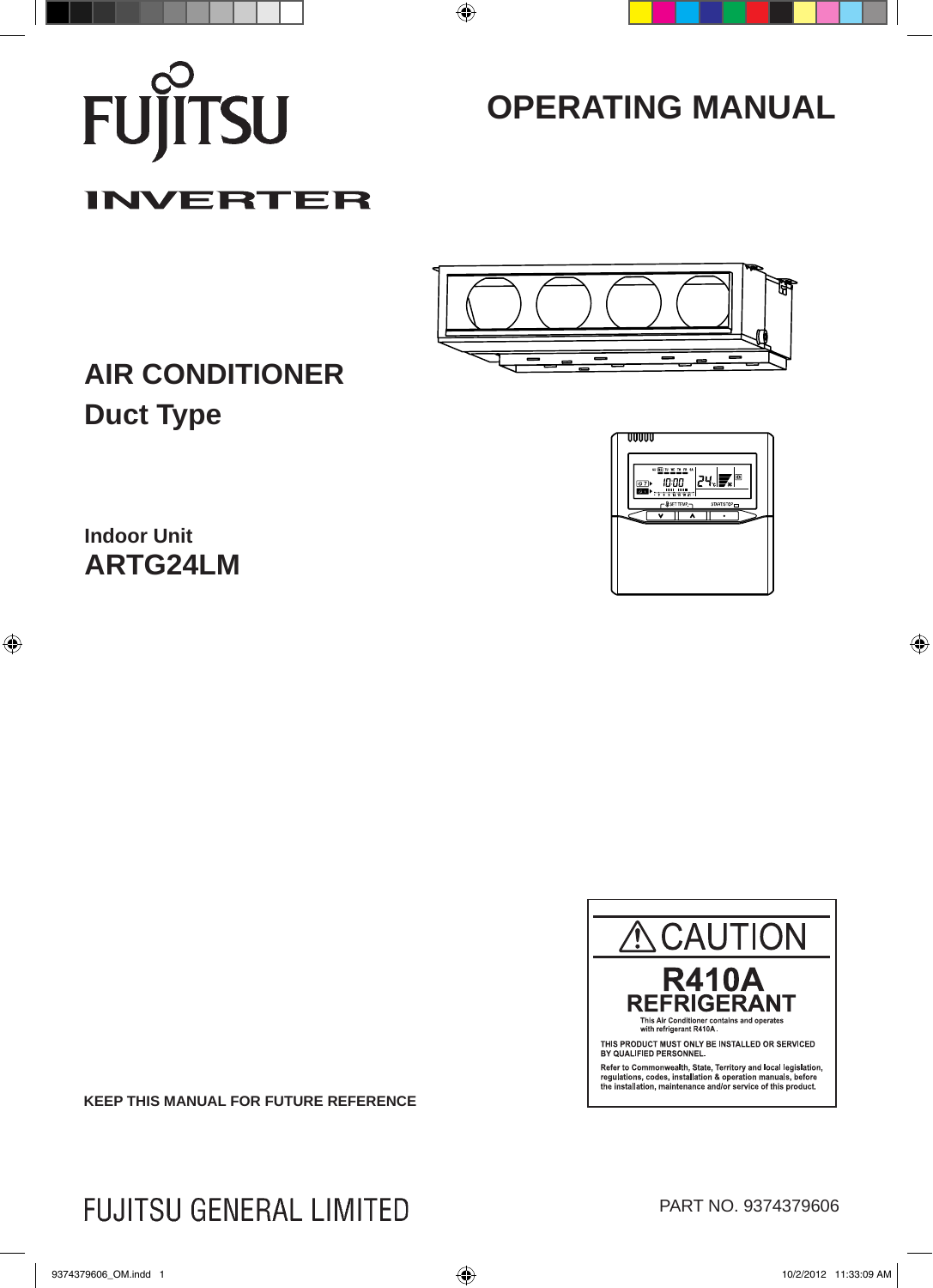FUJITSU

INVERTER

# OPERATING MANUAL

## AIR CONDITIONER
## Duct Type

**Indoor Unit**
## ARTG24LM

⚠ CAUTION

**R410A REFRIGERANT**

This Air Conditioner contains and operates with refrigerant R410A.

THIS PRODUCT MUST ONLY BE INSTALLED OR SERVICED BY QUALIFIED PERSONNEL.

Refer to Commonwealth, State, Territory and local legislation, regulations, codes, installation & operation manuals, before the installation, maintenance and/or service of this product.

**KEEP THIS MANUAL FOR FUTURE REFERENCE**

FUJITSU GENERAL LIMITED

PART NO. 9374379606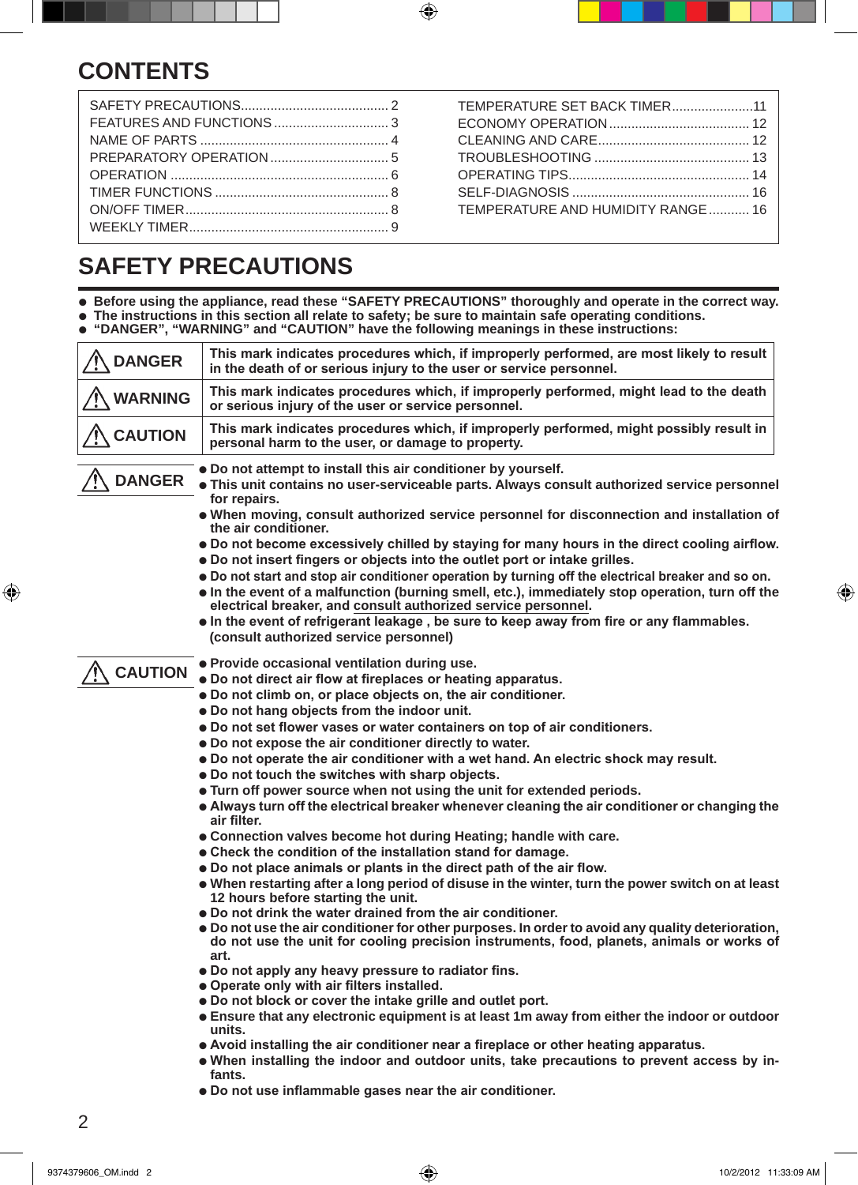# CONTENTS

| | |
|---|---|
| SAFETY PRECAUTIONS........................................ 2 | TEMPERATURE SET BACK TIMER......................11 |
| FEATURES AND FUNCTIONS ............................... 3 | ECONOMY OPERATION ...................................... 12 |
| NAME OF PARTS .................................................. 4 | CLEANING AND CARE......................................... 12 |
| PREPARATORY OPERATION ................................ 5 | TROUBLESHOOTING .......................................... 13 |
| OPERATION ........................................................... 6 | OPERATING TIPS................................................. 14 |
| TIMER FUNCTIONS ............................................... 8 | SELF-DIAGNOSIS ................................................ 16 |
| ON/OFF TIMER....................................................... 8 | TEMPERATURE AND HUMIDITY RANGE........... 16 |
| WEEKLY TIMER...................................................... 9 | |

# SAFETY PRECAUTIONS

- **Before using the appliance, read these “SAFETY PRECAUTIONS” thoroughly and operate in the correct way.**
- **The instructions in this section all relate to safety; be sure to maintain safe operating conditions.**
- **“DANGER”, “WARNING” and “CAUTION” have the following meanings in these instructions:**

| | |
|---|---|
| ⚠ DANGER | This mark indicates procedures which, if improperly performed, are most likely to result in the death of or serious injury to the user or service personnel. |
| ⚠ WARNING | This mark indicates procedures which, if improperly performed, might lead to the death or serious injury of the user or service personnel. |
| ⚠ CAUTION | This mark indicates procedures which, if improperly performed, might possibly result in personal harm to the user, or damage to property. |

## ⚠ DANGER

- Do not attempt to install this air conditioner by yourself.
- This unit contains no user-serviceable parts. Always consult authorized service personnel for repairs.
- When moving, consult authorized service personnel for disconnection and installation of the air conditioner.
- Do not become excessively chilled by staying for many hours in the direct cooling airflow.
- Do not insert fingers or objects into the outlet port or intake grilles.
- Do not start and stop air conditioner operation by turning off the electrical breaker and so on.
- In the event of a malfunction (burning smell, etc.), immediately stop operation, turn off the electrical breaker, and consult authorized service personnel.
- In the event of refrigerant leakage , be sure to keep away from fire or any flammables. (consult authorized service personnel)

## ⚠ CAUTION

- Provide occasional ventilation during use.
- Do not direct air flow at fireplaces or heating apparatus.
- Do not climb on, or place objects on, the air conditioner.
- Do not hang objects from the indoor unit.
- Do not set flower vases or water containers on top of air conditioners.
- Do not expose the air conditioner directly to water.
- Do not operate the air conditioner with a wet hand. An electric shock may result.
- Do not touch the switches with sharp objects.
- Turn off power source when not using the unit for extended periods.
- Always turn off the electrical breaker whenever cleaning the air conditioner or changing the air filter.
- Connection valves become hot during Heating; handle with care.
- Check the condition of the installation stand for damage.
- Do not place animals or plants in the direct path of the air flow.
- When restarting after a long period of disuse in the winter, turn the power switch on at least 12 hours before starting the unit.
- Do not drink the water drained from the air conditioner.
- Do not use the air conditioner for other purposes. In order to avoid any quality deterioration, do not use the unit for cooling precision instruments, food, planets, animals or works of art.
- Do not apply any heavy pressure to radiator fins.
- Operate only with air filters installed.
- Do not block or cover the intake grille and outlet port.
- Ensure that any electronic equipment is at least 1m away from either the indoor or outdoor units.
- Avoid installing the air conditioner near a fireplace or other heating apparatus.
- When installing the indoor and outdoor units, take precautions to prevent access by infants.
- Do not use inflammable gases near the air conditioner.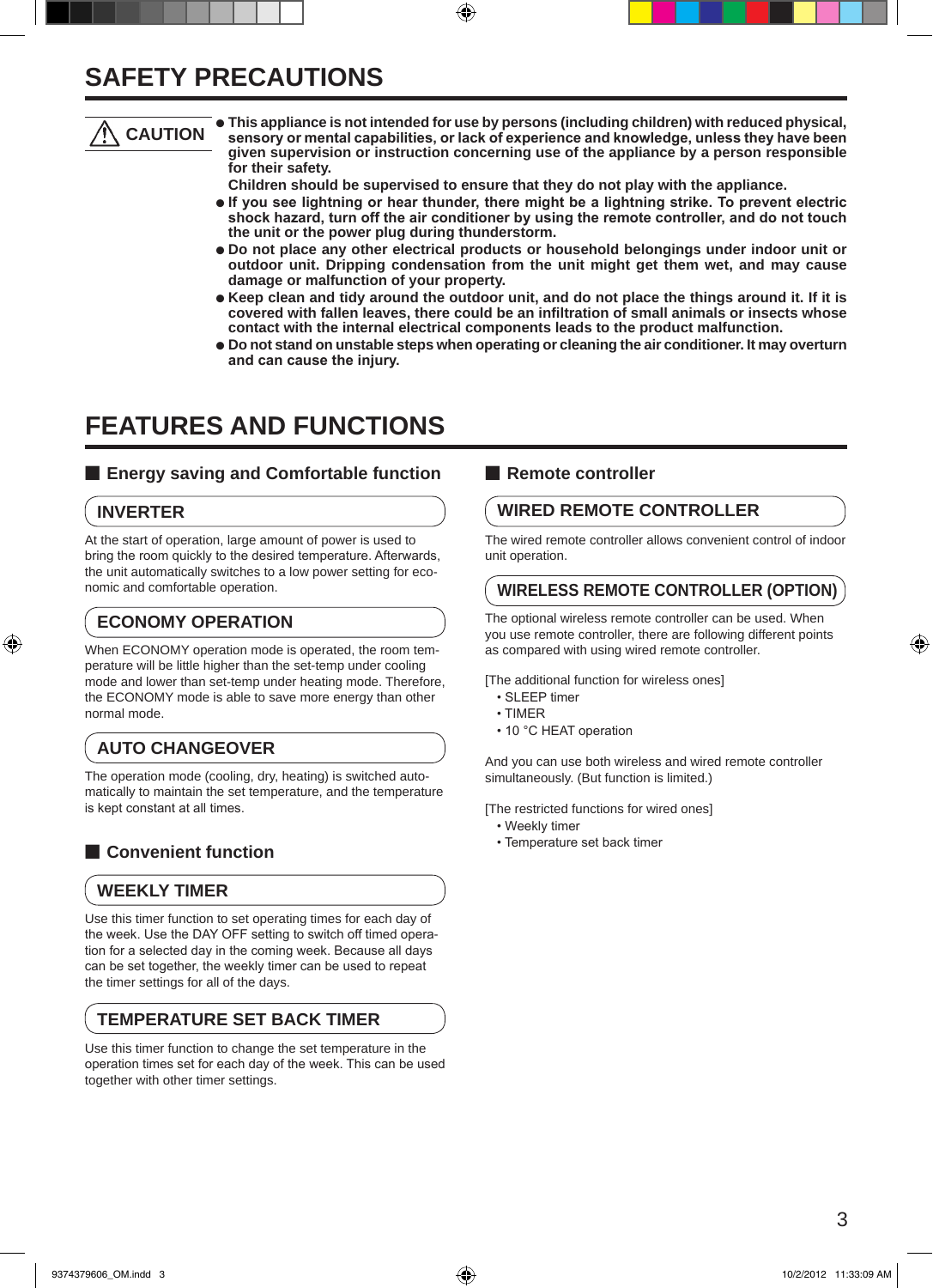# SAFETY PRECAUTIONS

**⚠ CAUTION**

- **This appliance is not intended for use by persons (including children) with reduced physical, sensory or mental capabilities, or lack of experience and knowledge, unless they have been given supervision or instruction concerning use of the appliance by a person responsible for their safety.**
  **Children should be supervised to ensure that they do not play with the appliance.**
- **If you see lightning or hear thunder, there might be a lightning strike. To prevent electric shock hazard, turn off the air conditioner by using the remote controller, and do not touch the unit or the power plug during thunderstorm.**
- **Do not place any other electrical products or household belongings under indoor unit or outdoor unit. Dripping condensation from the unit might get them wet, and may cause damage or malfunction of your property.**
- **Keep clean and tidy around the outdoor unit, and do not place the things around it. If it is covered with fallen leaves, there could be an infiltration of small animals or insects whose contact with the internal electrical components leads to the product malfunction.**
- **Do not stand on unstable steps when operating or cleaning the air conditioner. It may overturn and can cause the injury.**

# FEATURES AND FUNCTIONS

## ■ Energy saving and Comfortable function

### INVERTER

At the start of operation, large amount of power is used to bring the room quickly to the desired temperature. Afterwards, the unit automatically switches to a low power setting for economic and comfortable operation.

### ECONOMY OPERATION

When ECONOMY operation mode is operated, the room temperature will be little higher than the set-temp under cooling mode and lower than set-temp under heating mode. Therefore, the ECONOMY mode is able to save more energy than other normal mode.

### AUTO CHANGEOVER

The operation mode (cooling, dry, heating) is switched automatically to maintain the set temperature, and the temperature is kept constant at all times.

## ■ Convenient function

### WEEKLY TIMER

Use this timer function to set operating times for each day of the week. Use the DAY OFF setting to switch off timed operation for a selected day in the coming week. Because all days can be set together, the weekly timer can be used to repeat the timer settings for all of the days.

### TEMPERATURE SET BACK TIMER

Use this timer function to change the set temperature in the operation times set for each day of the week. This can be used together with other timer settings.

## ■ Remote controller

### WIRED REMOTE CONTROLLER

The wired remote controller allows convenient control of indoor unit operation.

### WIRELESS REMOTE CONTROLLER (OPTION)

The optional wireless remote controller can be used. When you use remote controller, there are following different points as compared with using wired remote controller.

[The additional function for wireless ones]
- SLEEP timer
- TIMER
- 10 °C HEAT operation

And you can use both wireless and wired remote controller simultaneously. (But function is limited.)

[The restricted functions for wired ones]
- Weekly timer
- Temperature set back timer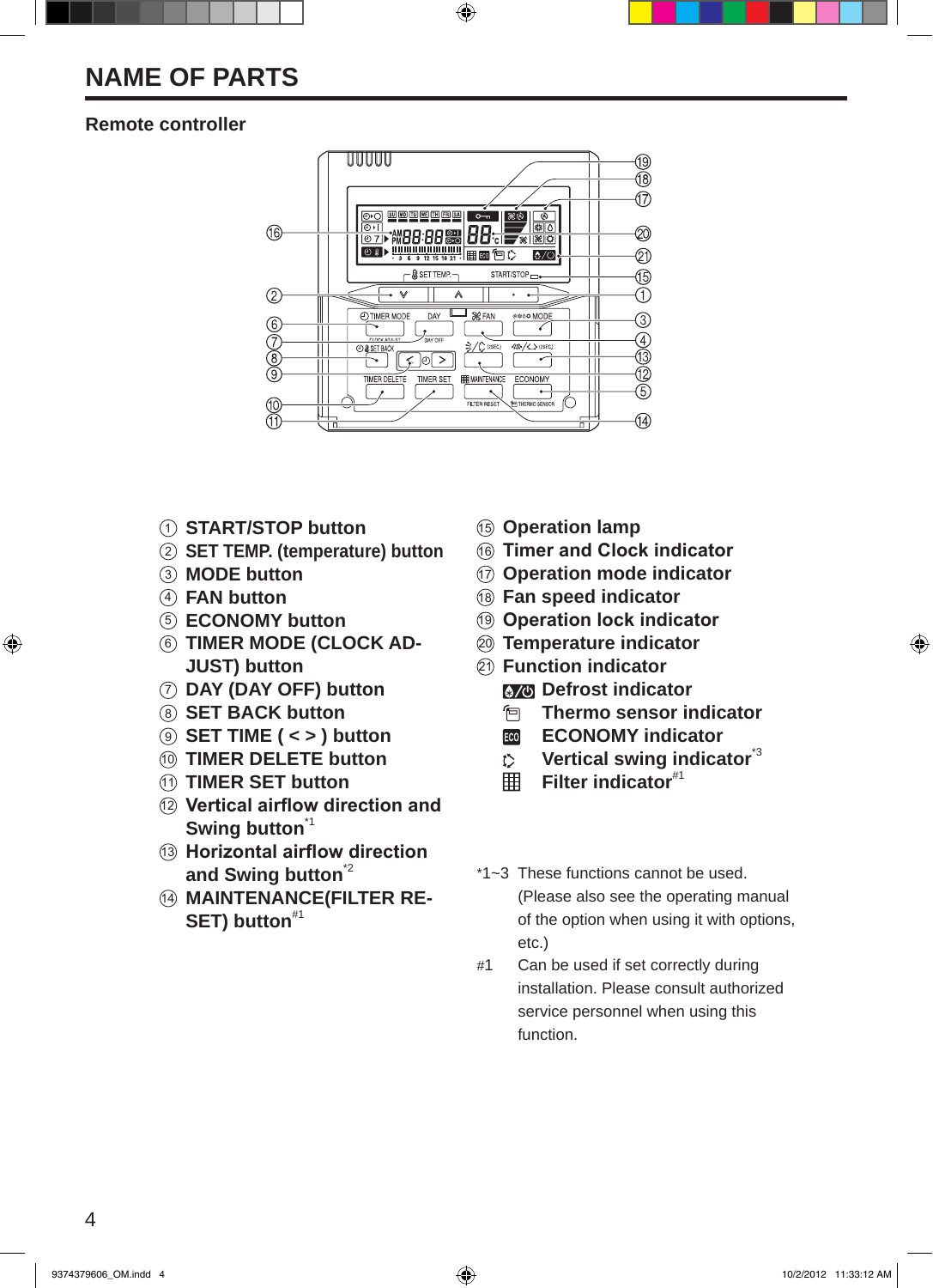# NAME OF PARTS

## Remote controller

1. START/STOP button
2. SET TEMP. (temperature) button
3. MODE button
4. FAN button
5. ECONOMY button
6. TIMER MODE (CLOCK ADJUST) button
7. DAY (DAY OFF) button
8. SET BACK button
9. SET TIME ( < > ) button
10. TIMER DELETE button
11. TIMER SET button
12. Vertical airflow direction and Swing button*1
13. Horizontal airflow direction and Swing button*2
14. MAINTENANCE(FILTER RESET) button#1
15. Operation lamp
16. Timer and Clock indicator
17. Operation mode indicator
18. Fan speed indicator
19. Operation lock indicator
20. Temperature indicator
21. Function indicator
    - Defrost indicator
    - Thermo sensor indicator
    - ECONOMY indicator
    - Vertical swing indicator*3
    - Filter indicator#1

*1~3 These functions cannot be used. (Please also see the operating manual of the option when using it with options, etc.)

#1 Can be used if set correctly during installation. Please consult authorized service personnel when using this function.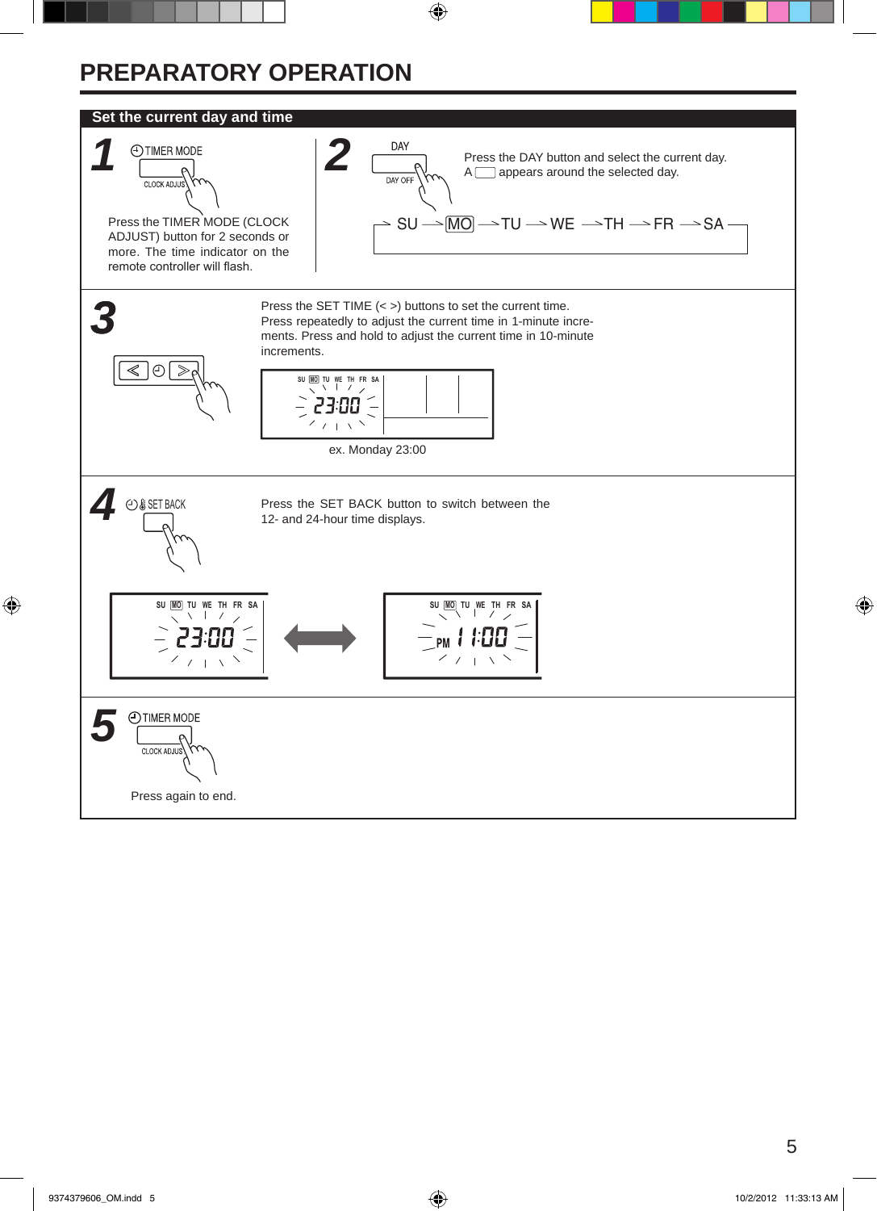# PREPARATORY OPERATION

## Set the current day and time

**1**

TIMER MODE

CLOCK ADJUST

Press the TIMER MODE (CLOCK ADJUST) button for 2 seconds or more. The time indicator on the remote controller will flash.

**2**

DAY

DAY OFF

Press the DAY button and select the current day.
A ▭ appears around the selected day.

SU → MO → TU → WE → TH → FR → SA

**3**

Press the SET TIME (< >) buttons to set the current time.
Press repeatedly to adjust the current time in 1-minute increments. Press and hold to adjust the current time in 10-minute increments.

SU MO TU WE TH FR SA
23:00

ex. Monday 23:00

**4**

SET BACK

Press the SET BACK button to switch between the 12- and 24-hour time displays.

SU MO TU WE TH FR SA 23:00 ⟷ SU MO TU WE TH FR SA PM 11:00

**5**

TIMER MODE

CLOCK ADJUST

Press again to end.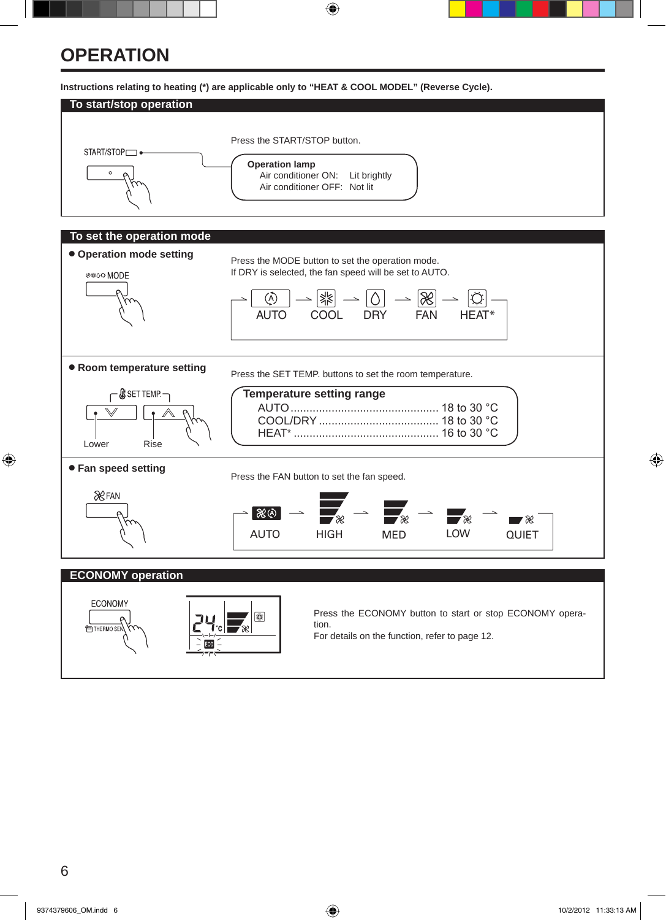# OPERATION

**Instructions relating to heating (*) are applicable only to "HEAT & COOL MODEL" (Reverse Cycle).**

## To start/stop operation

START/STOP

Press the START/STOP button.

**Operation lamp**
Air conditioner ON: Lit brightly
Air conditioner OFF: Not lit

## To set the operation mode

### ● Operation mode setting

MODE

Press the MODE button to set the operation mode.
If DRY is selected, the fan speed will be set to AUTO.

AUTO → COOL → DRY → FAN → HEAT*

### ● Room temperature setting

SET TEMP.

Lower Rise

Press the SET TEMP. buttons to set the room temperature.

**Temperature setting range**

| | |
|---|---|
| AUTO | 18 to 30 °C |
| COOL/DRY | 18 to 30 °C |
| HEAT* | 16 to 30 °C |

### ● Fan speed setting

FAN

Press the FAN button to set the fan speed.

AUTO → HIGH → MED → LOW → QUIET

## ECONOMY operation

ECONOMY

THERMO SEN.

Press the ECONOMY button to start or stop ECONOMY operation.
For details on the function, refer to page 12.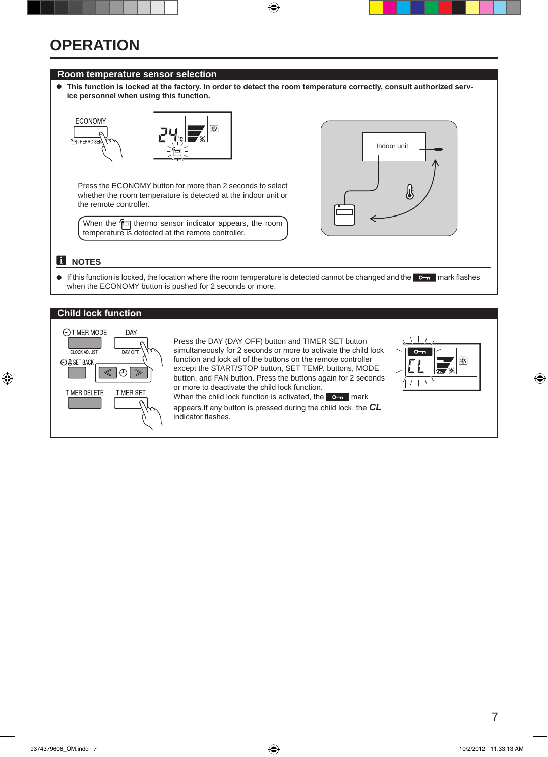# OPERATION

## Room temperature sensor selection

- **This function is locked at the factory. In order to detect the room temperature correctly, consult authorized service personnel when using this function.**

Press the ECONOMY button for more than 2 seconds to select whether the room temperature is detected at the indoor unit or the remote controller.

When the thermo sensor indicator appears, the room temperature is detected at the remote controller.

### NOTES

- If this function is locked, the location where the room temperature is detected cannot be changed and the mark flashes when the ECONOMY button is pushed for 2 seconds or more.

## Child lock function

Press the DAY (DAY OFF) button and TIMER SET button simultaneously for 2 seconds or more to activate the child lock function and lock all of the buttons on the remote controller except the START/STOP button, SET TEMP. buttons, MODE button, and FAN button. Press the buttons again for 2 seconds or more to deactivate the child lock function.

When the child lock function is activated, the mark appears.If any button is pressed during the child lock, the ***CL*** indicator flashes.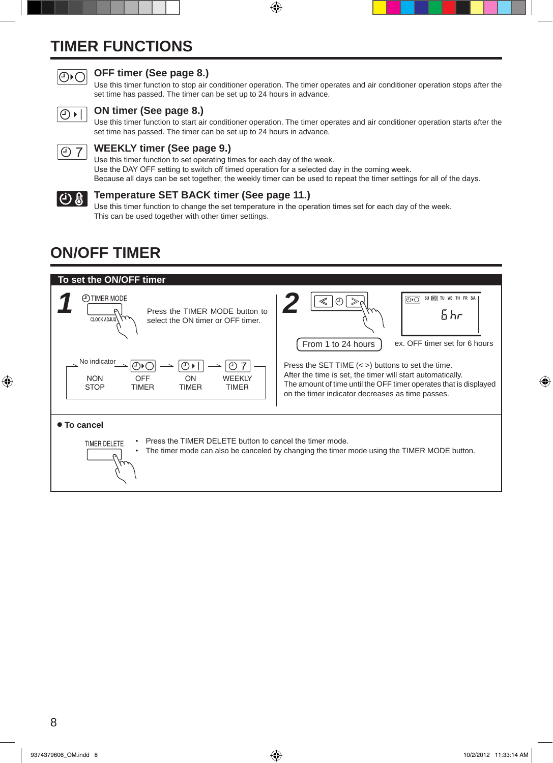# TIMER FUNCTIONS

## OFF timer (See page 8.)

Use this timer function to stop air conditioner operation. The timer operates and air conditioner operation stops after the set time has passed. The timer can be set up to 24 hours in advance.

## ON timer (See page 8.)

Use this timer function to start air conditioner operation. The timer operates and air conditioner operation starts after the set time has passed. The timer can be set up to 24 hours in advance.

## WEEKLY timer (See page 9.)

Use this timer function to set operating times for each day of the week.
Use the DAY OFF setting to switch off timed operation for a selected day in the coming week.
Because all days can be set together, the weekly timer can be used to repeat the timer settings for all of the days.

## Temperature SET BACK timer (See page 11.)

Use this timer function to change the set temperature in the operation times set for each day of the week.
This can be used together with other timer settings.

# ON/OFF TIMER

## To set the ON/OFF timer

**1**

TIMER MODE

CLOCK ADJUST

Press the TIMER MODE button to select the ON timer or OFF timer.

No indicator → NON STOP → OFF TIMER → ON TIMER → WEEKLY TIMER

**2**

From 1 to 24 hours

SU MO TU WE TH FR SA

6 hr

ex. OFF timer set for 6 hours

Press the SET TIME (< >) buttons to set the time.
After the time is set, the timer will start automatically.
The amount of time until the OFF timer operates that is displayed on the timer indicator decreases as time passes.

### ● To cancel

TIMER DELETE

- Press the TIMER DELETE button to cancel the timer mode.
- The timer mode can also be canceled by changing the timer mode using the TIMER MODE button.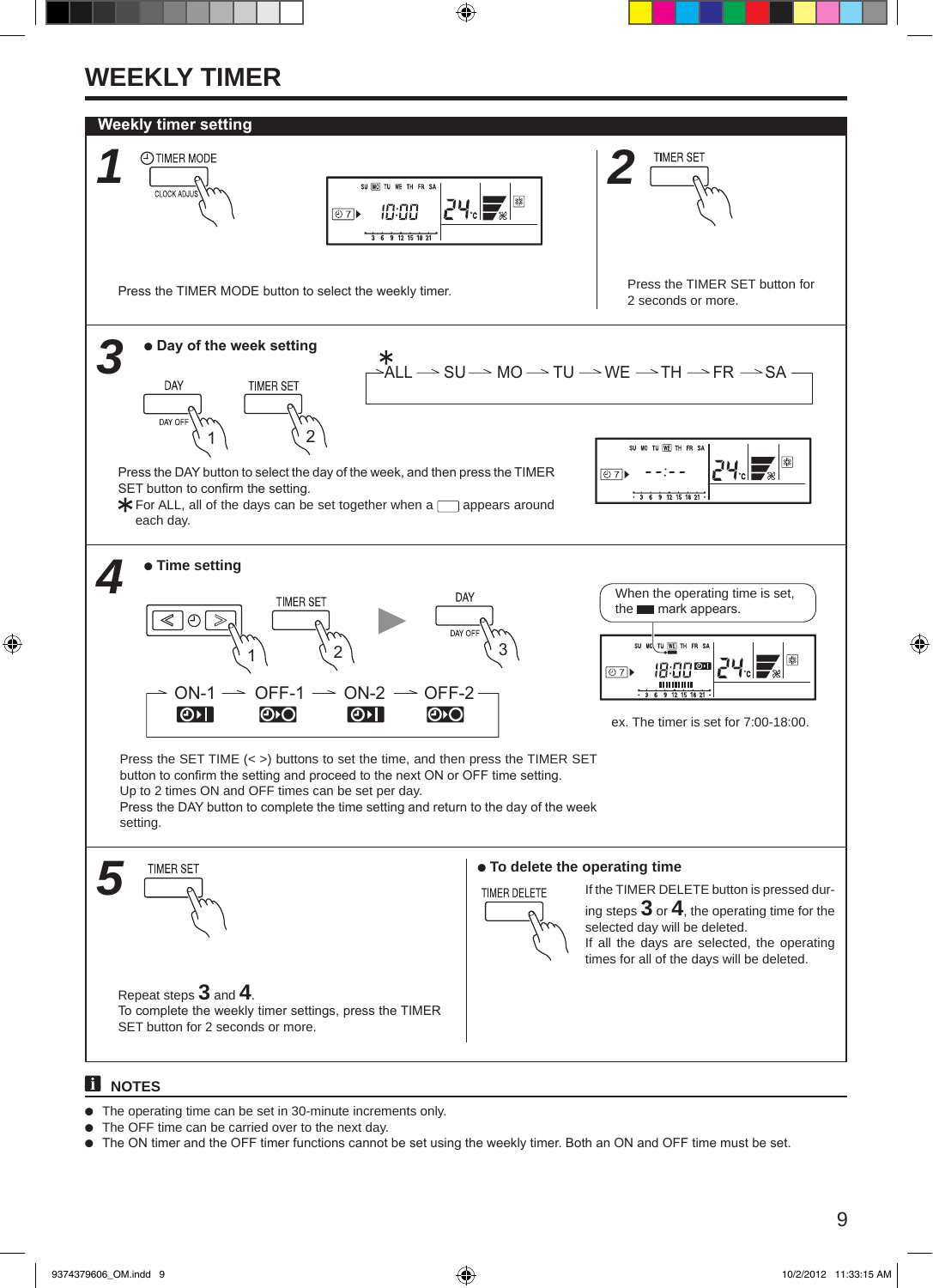# WEEKLY TIMER

## Weekly timer setting

**1**

TIMER MODE

CLOCK ADJUST

Press the TIMER MODE button to select the weekly timer.

**2**

TIMER SET

Press the TIMER SET button for 2 seconds or more.

**3**

● **Day of the week setting**

DAY

DAY OFF

TIMER SET

∗ALL → SU → MO → TU → WE → TH → FR → SA

Press the DAY button to select the day of the week, and then press the TIMER SET button to confirm the setting.

∗ For ALL, all of the days can be set together when a ▭ appears around each day.

**4**

● **Time setting**

TIMER SET

DAY

DAY OFF

ON-1 → OFF-1 → ON-2 → OFF-2

When the operating time is set, the ▬ mark appears.

ex. The timer is set for 7:00-18:00.

Press the SET TIME (< >) buttons to set the time, and then press the TIMER SET button to confirm the setting and proceed to the next ON or OFF time setting.
Up to 2 times ON and OFF times can be set per day.
Press the DAY button to complete the time setting and return to the day of the week setting.

**5**

TIMER SET

Repeat steps **3** and **4**.
To complete the weekly timer settings, press the TIMER SET for 2 seconds or more.

● **To delete the operating time**

TIMER DELETE

If the TIMER DELETE button is pressed during steps **3** or **4**, the operating time for the selected day will be deleted.
If all the days are selected, the operating times for all of the days will be deleted.

## NOTES

- The operating time can be set in 30-minute increments only.
- The OFF time can be carried over to the next day.
- The ON timer and the OFF timer functions cannot be set using the weekly timer. Both an ON and OFF time must be set.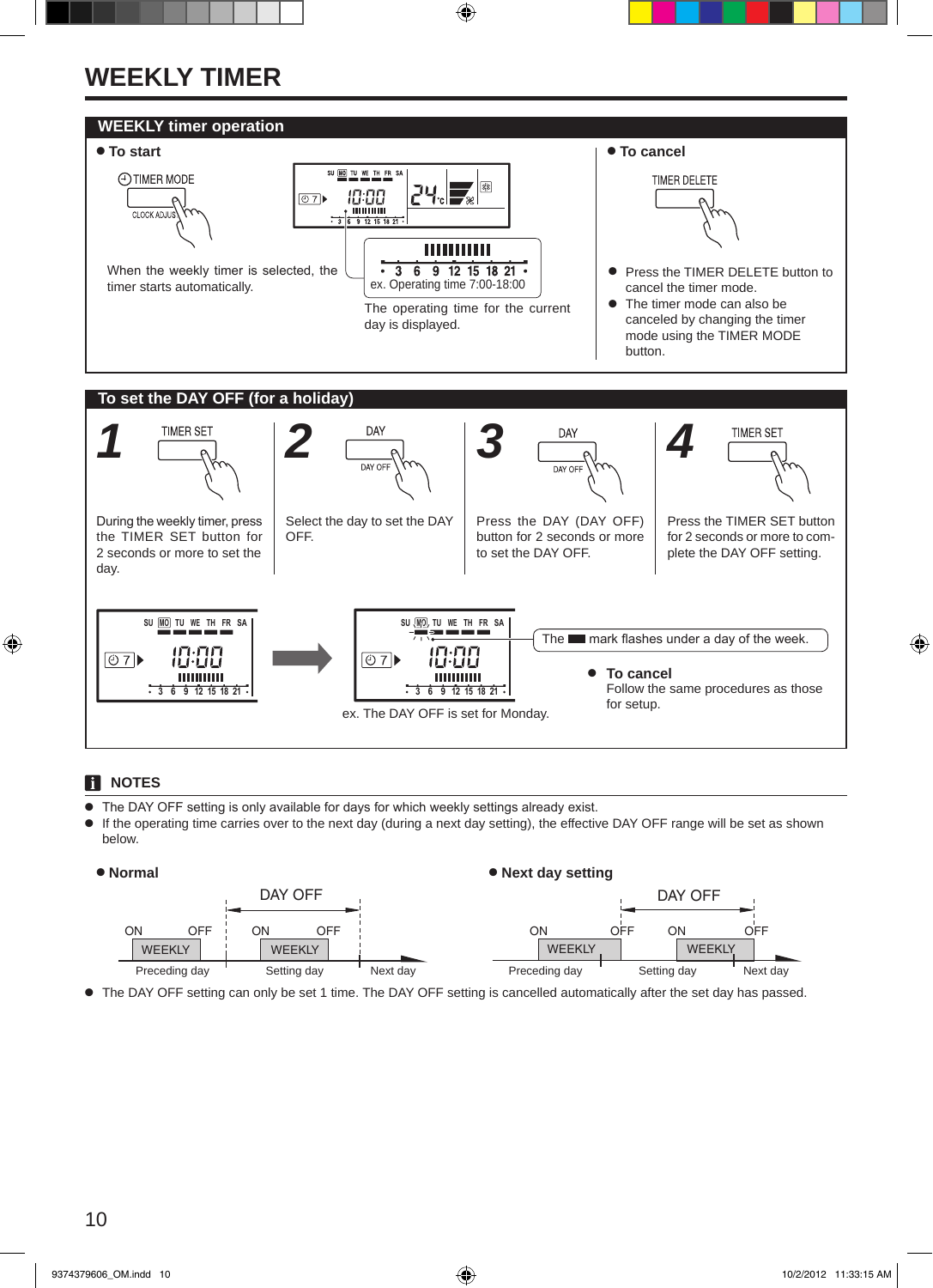# WEEKLY TIMER

## WEEKLY timer operation

**● To start**

TIMER MODE

CLOCK ADJUST

When the weekly timer is selected, the timer starts automatically.

ex. Operating time 7:00-18:00

The operating time for the current day is displayed.

**● To cancel**

TIMER DELETE

- Press the TIMER DELETE button to cancel the timer mode.
- The timer mode can also be canceled by changing the timer mode using the TIMER MODE button.

## To set the DAY OFF (for a holiday)

**1** TIMER SET

During the weekly timer, press the TIMER SET button for 2 seconds or more to set the day.

**2** DAY / DAY OFF

Select the day to set the DAY OFF.

**3** DAY / DAY OFF

Press the DAY (DAY OFF) button for 2 seconds or more to set the DAY OFF.

**4** TIMER SET

Press the TIMER SET button for 2 seconds or more to complete the DAY OFF setting.

The ▬ mark flashes under a day of the week.

ex. The DAY OFF is set for Monday.

**● To cancel**

Follow the same procedures as those for setup.

### NOTES

- The DAY OFF setting is only available for days for which weekly settings already exist.
- If the operating time carries over to the next day (during a next day setting), the effective DAY OFF range will be set as shown below.

**● Normal**

DAY OFF

ON OFF ON OFF

WEEKLY WEEKLY

Preceding day Setting day Next day

**● Next day setting**

DAY OFF

ON OFF ON OFF

WEEKLY WEEKLY

Preceding day Setting day Next day

- The DAY OFF setting can only be set 1 time. The DAY OFF setting is cancelled automatically after the set day has passed.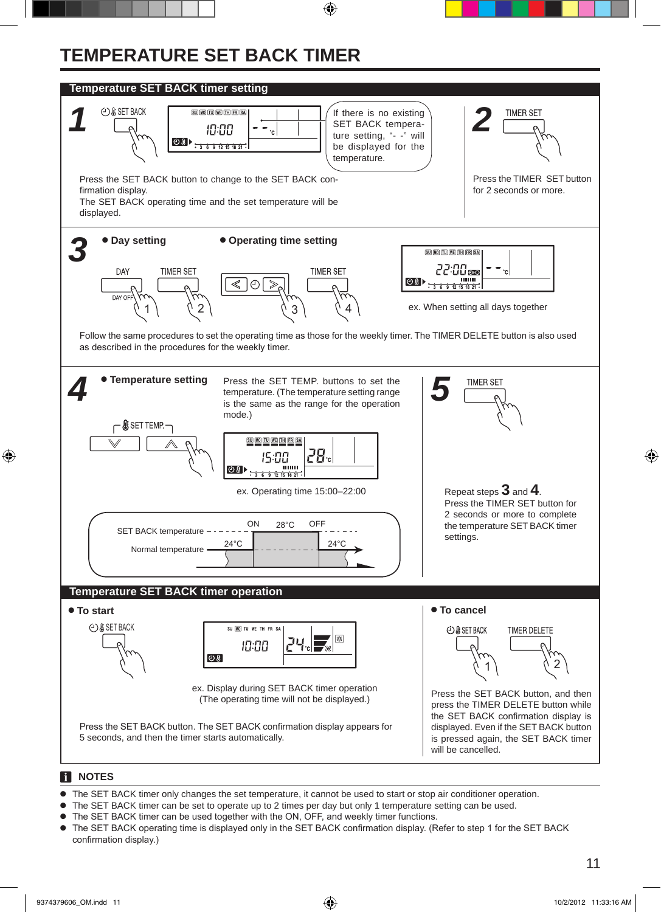# TEMPERATURE SET BACK TIMER

## Temperature SET BACK timer setting

**1**

SET BACK

If there is no existing SET BACK temperature setting, "- -" will be displayed for the temperature.

Press the SET BACK button to change to the SET BACK confirmation display.
The SET BACK operating time and the set temperature will be displayed.

**2**

TIMER SET

Press the TIMER SET button for 2 seconds or more.

**3**

● **Day setting** ● **Operating time setting**

DAY TIMER SET DAY OFF 1 2 3 TIMER SET 4

ex. When setting all days together

Follow the same procedures to set the operating time as those for the weekly timer. The TIMER DELETE button is also used as described in the procedures for the weekly timer.

**4**

● **Temperature setting**

Press the SET TEMP. buttons to set the temperature. (The temperature setting range is the same as the range for the operation mode.)

SET TEMP.

ex. Operating time 15:00–22:00

SET BACK temperature — ON 28°C OFF
Normal temperature — 24°C 24°C

**5**

TIMER SET

Repeat steps **3** and **4**.
Press the TIMER SET button for 2 seconds or more to complete the temperature SET BACK timer settings.

## Temperature SET BACK timer operation

● **To start**

SET BACK

ex. Display during SET BACK timer operation
(The operating time will not be displayed.)

Press the SET BACK button. The SET BACK confirmation display appears for 5 seconds, and then the timer starts automatically.

● **To cancel**

SET BACK 1 TIMER DELETE 2

Press the SET BACK button, and then press the TIMER DELETE button while the SET BACK confirmation display is displayed. Even if the SET BACK button is pressed again, the SET BACK timer will be cancelled.

### NOTES

- The SET BACK timer only changes the set temperature, it cannot be used to start or stop air conditioner operation.
- The SET BACK timer can be set to operate up to 2 times per day but only 1 temperature setting can be used.
- The SET BACK timer can be used together with the ON, OFF, and weekly timer functions.
- The SET BACK operating time is displayed only in the SET BACK confirmation display. (Refer to step 1 for the SET BACK confirmation display.)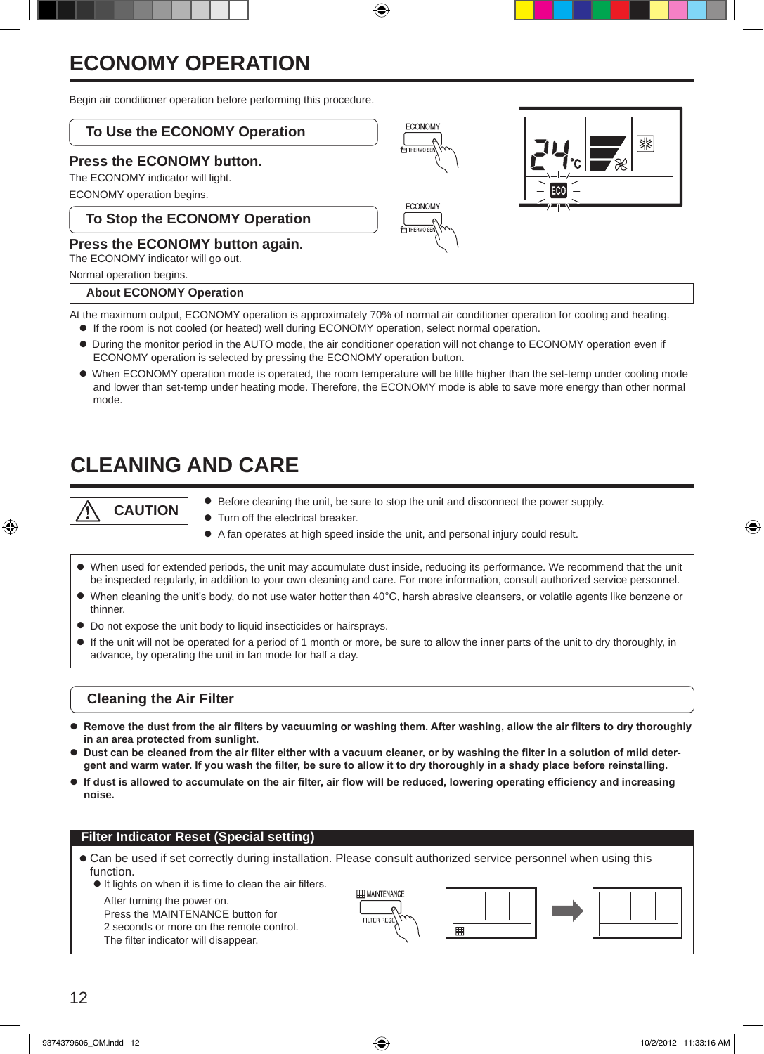# ECONOMY OPERATION

Begin air conditioner operation before performing this procedure.

## To Use the ECONOMY Operation

### Press the ECONOMY button.

The ECONOMY indicator will light.

ECONOMY operation begins.

## To Stop the ECONOMY Operation

### Press the ECONOMY button again.

The ECONOMY indicator will go out.

Normal operation begins.

## About ECONOMY Operation

At the maximum output, ECONOMY operation is approximately 70% of normal air conditioner operation for cooling and heating.

- If the room is not cooled (or heated) well during ECONOMY operation, select normal operation.
- During the monitor period in the AUTO mode, the air conditioner operation will not change to ECONOMY operation even if ECONOMY operation is selected by pressing the ECONOMY operation button.
- When ECONOMY operation mode is operated, the room temperature will be little higher than the set-temp under cooling mode and lower than set-temp under heating mode. Therefore, the ECONOMY mode is able to save more energy than other normal mode.

# CLEANING AND CARE

**CAUTION**

- Before cleaning the unit, be sure to stop the unit and disconnect the power supply.
- Turn off the electrical breaker.
- A fan operates at high speed inside the unit, and personal injury could result.

- When used for extended periods, the unit may accumulate dust inside, reducing its performance. We recommend that the unit be inspected regularly, in addition to your own cleaning and care. For more information, consult authorized service personnel.
- When cleaning the unit's body, do not use water hotter than 40°C, harsh abrasive cleansers, or volatile agents like benzene or thinner.
- Do not expose the unit body to liquid insecticides or hairsprays.
- If the unit will not be operated for a period of 1 month or more, be sure to allow the inner parts of the unit to dry thoroughly, in advance, by operating the unit in fan mode for half a day.

## Cleaning the Air Filter

- **Remove the dust from the air filters by vacuuming or washing them. After washing, allow the air filters to dry thoroughly in an area protected from sunlight.**
- **Dust can be cleaned from the air filter either with a vacuum cleaner, or by washing the filter in a solution of mild detergent and warm water. If you wash the filter, be sure to allow it to dry thoroughly in a shady place before reinstalling.**
- **If dust is allowed to accumulate on the air filter, air flow will be reduced, lowering operating efficiency and increasing noise.**

## Filter Indicator Reset (Special setting)

- Can be used if set correctly during installation. Please consult authorized service personnel when using this function.
  - It lights on when it is time to clean the air filters.

    After turning the power on.
    Press the MAINTENANCE button for 2 seconds or more on the remote control.
    The filter indicator will disappear.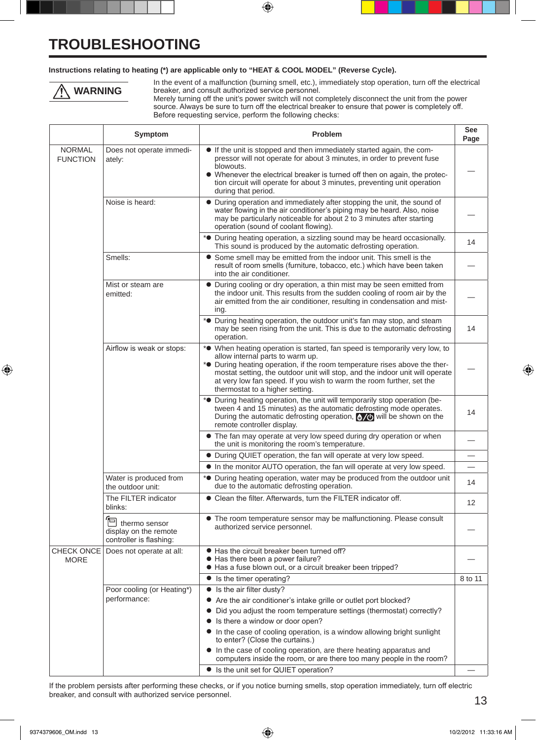# TROUBLESHOOTING

**Instructions relating to heating (*) are applicable only to “HEAT & COOL MODEL” (Reverse Cycle).**

**⚠ WARNING**

In the event of a malfunction (burning smell, etc.), immediately stop operation, turn off the electrical breaker, and consult authorized service personnel.
Merely turning off the unit’s power switch will not completely disconnect the unit from the power source. Always be sure to turn off the electrical breaker to ensure that power is completely off.
Before requesting service, perform the following checks:

| | Symptom | Problem | See Page |
|---|---|---|---|
| NORMAL FUNCTION | Does not operate immediately: | ● If the unit is stopped and then immediately started again, the compressor will not operate for about 3 minutes, in order to prevent fuse blowouts.<br>● Whenever the electrical breaker is turned off then on again, the protection circuit will operate for about 3 minutes, preventing unit operation during that period. | — |
| | Noise is heard: | ● During operation and immediately after stopping the unit, the sound of water flowing in the air conditioner’s piping may be heard. Also, noise may be particularly noticeable for about 2 to 3 minutes after starting operation (sound of coolant flowing). | — |
| | | *● During heating operation, a sizzling sound may be heard occasionally. This sound is produced by the automatic defrosting operation. | 14 |
| | Smells: | ● Some smell may be emitted from the indoor unit. This smell is the result of room smells (furniture, tobacco, etc.) which have been taken into the air conditioner. | — |
| | Mist or steam are emitted: | ● During cooling or dry operation, a thin mist may be seen emitted from the indoor unit. This results from the sudden cooling of room air by the air emitted from the air conditioner, resulting in condensation and misting. | — |
| | | *● During heating operation, the outdoor unit’s fan may stop, and steam may be seen rising from the unit. This is due to the automatic defrosting operation. | 14 |
| | Airflow is weak or stops: | *● When heating operation is started, fan speed is temporarily very low, to allow internal parts to warm up.<br>*● During heating operation, if the room temperature rises above the thermostat setting, the outdoor unit will stop, and the indoor unit will operate at very low fan speed. If you wish to warm the room further, set the thermostat to a higher setting. | — |
| | | *● During heating operation, the unit will temporarily stop operation (between 4 and 15 minutes) as the automatic defrosting mode operates. During the automatic defrosting operation, [icon] will be shown on the remote controller display. | 14 |
| | | ● The fan may operate at very low speed during dry operation or when the unit is monitoring the room’s temperature. | — |
| | | ● During QUIET operation, the fan will operate at very low speed. | — |
| | | ● In the monitor AUTO operation, the fan will operate at very low speed. | — |
| | Water is produced from the outdoor unit: | *● During heating operation, water may be produced from the outdoor unit due to the automatic defrosting operation. | 14 |
| | The FILTER indicator blinks: | ● Clean the filter. Afterwards, turn the FILTER indicator off. | 12 |
| | [icon] thermo sensor display on the remote controller is flashing: | ● The room temperature sensor may be malfunctioning. Please consult authorized service personnel. | — |
| CHECK ONCE MORE | Does not operate at all: | ● Has the circuit breaker been turned off?<br>● Has there been a power failure?<br>● Has a fuse blown out, or a circuit breaker been tripped? | — |
| | | ● Is the timer operating? | 8 to 11 |
| | Poor cooling (or Heating*) performance: | ● Is the air filter dusty?<br>● Are the air conditioner’s intake grille or outlet port blocked?<br>● Did you adjust the room temperature settings (thermostat) correctly?<br>● Is there a window or door open?<br>● In the case of cooling operation, is a window allowing bright sunlight to enter? (Close the curtains.)<br>● In the case of cooling operation, are there heating apparatus and computers inside the room, or are there too many people in the room? | |
| | | ● Is the unit set for QUIET operation? | — |

If the problem persists after performing these checks, or if you notice burning smells, stop operation immediately, turn off electric breaker, and consult with authorized service personnel.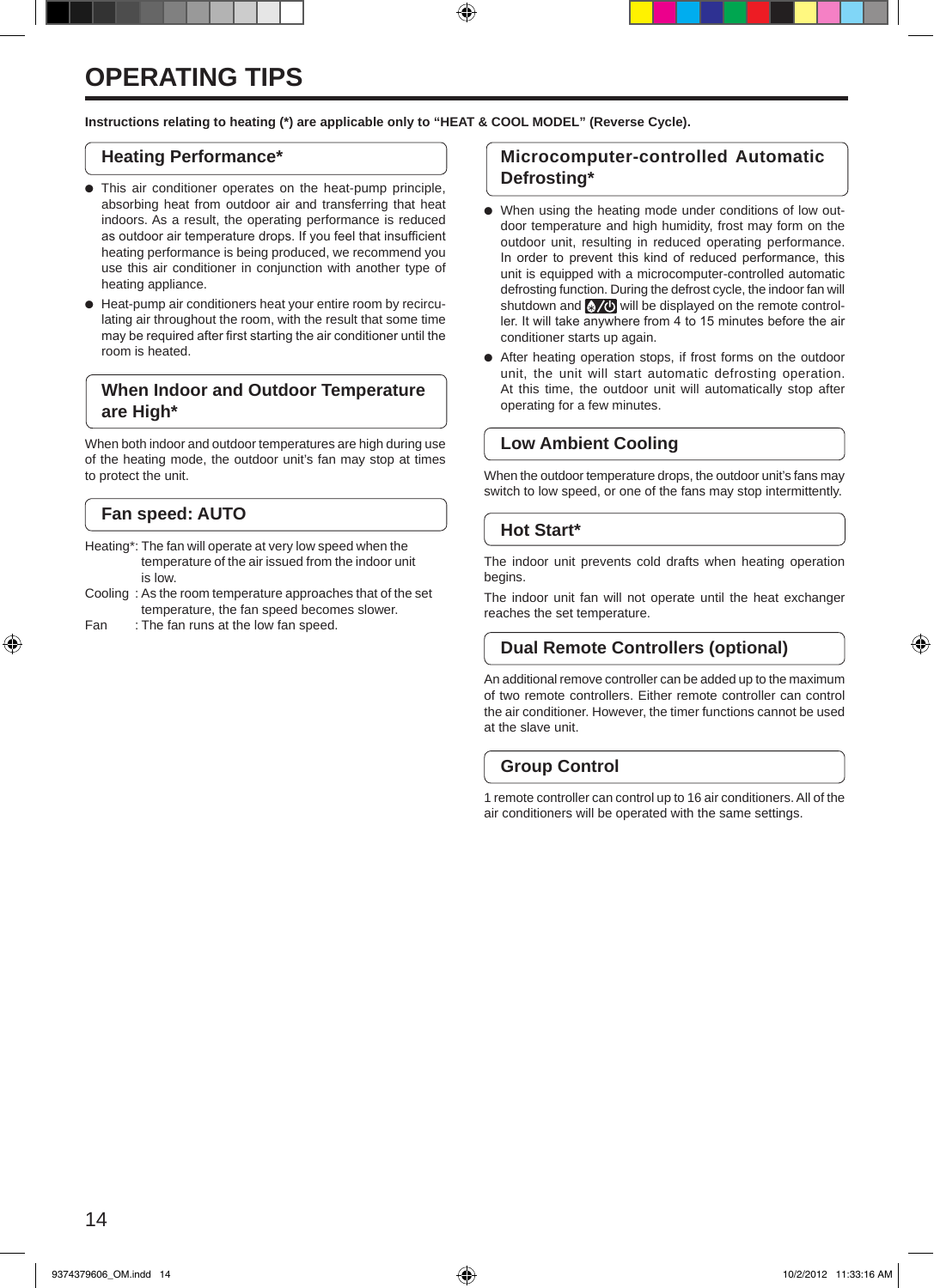# OPERATING TIPS

**Instructions relating to heating (*) are applicable only to “HEAT & COOL MODEL” (Reverse Cycle).**

## Heating Performance*

- This air conditioner operates on the heat-pump principle, absorbing heat from outdoor air and transferring that heat indoors. As a result, the operating performance is reduced as outdoor air temperature drops. If you feel that insufficient heating performance is being produced, we recommend you use this air conditioner in conjunction with another type of heating appliance.
- Heat-pump air conditioners heat your entire room by recirculating air throughout the room, with the result that some time may be required after first starting the air conditioner until the room is heated.

## When Indoor and Outdoor Temperature are High*

When both indoor and outdoor temperatures are high during use of the heating mode, the outdoor unit’s fan may stop at times to protect the unit.

## Fan speed: AUTO

Heating*: The fan will operate at very low speed when the temperature of the air issued from the indoor unit is low.

Cooling : As the room temperature approaches that of the set temperature, the fan speed becomes slower.

Fan : The fan runs at the low fan speed.

## Microcomputer-controlled Automatic Defrosting*

- When using the heating mode under conditions of low outdoor temperature and high humidity, frost may form on the outdoor unit, resulting in reduced operating performance. In order to prevent this kind of reduced performance, this unit is equipped with a microcomputer-controlled automatic defrosting function. During the defrost cycle, the indoor fan will shutdown and ⚘/⏻ will be displayed on the remote controller. It will take anywhere from 4 to 15 minutes before the air conditioner starts up again.
- After heating operation stops, if frost forms on the outdoor unit, the unit will start automatic defrosting operation. At this time, the outdoor unit will automatically stop after operating for a few minutes.

## Low Ambient Cooling

When the outdoor temperature drops, the outdoor unit’s fans may switch to low speed, or one of the fans may stop intermittently.

## Hot Start*

The indoor unit prevents cold drafts when heating operation begins.

The indoor unit fan will not operate until the heat exchanger reaches the set temperature.

## Dual Remote Controllers (optional)

An additional remove controller can be added up to the maximum of two remote controllers. Either remote controller can control the air conditioner. However, the timer functions cannot be used at the slave unit.

## Group Control

1 remote controller can control up to 16 air conditioners. All of the air conditioners will be operated with the same settings.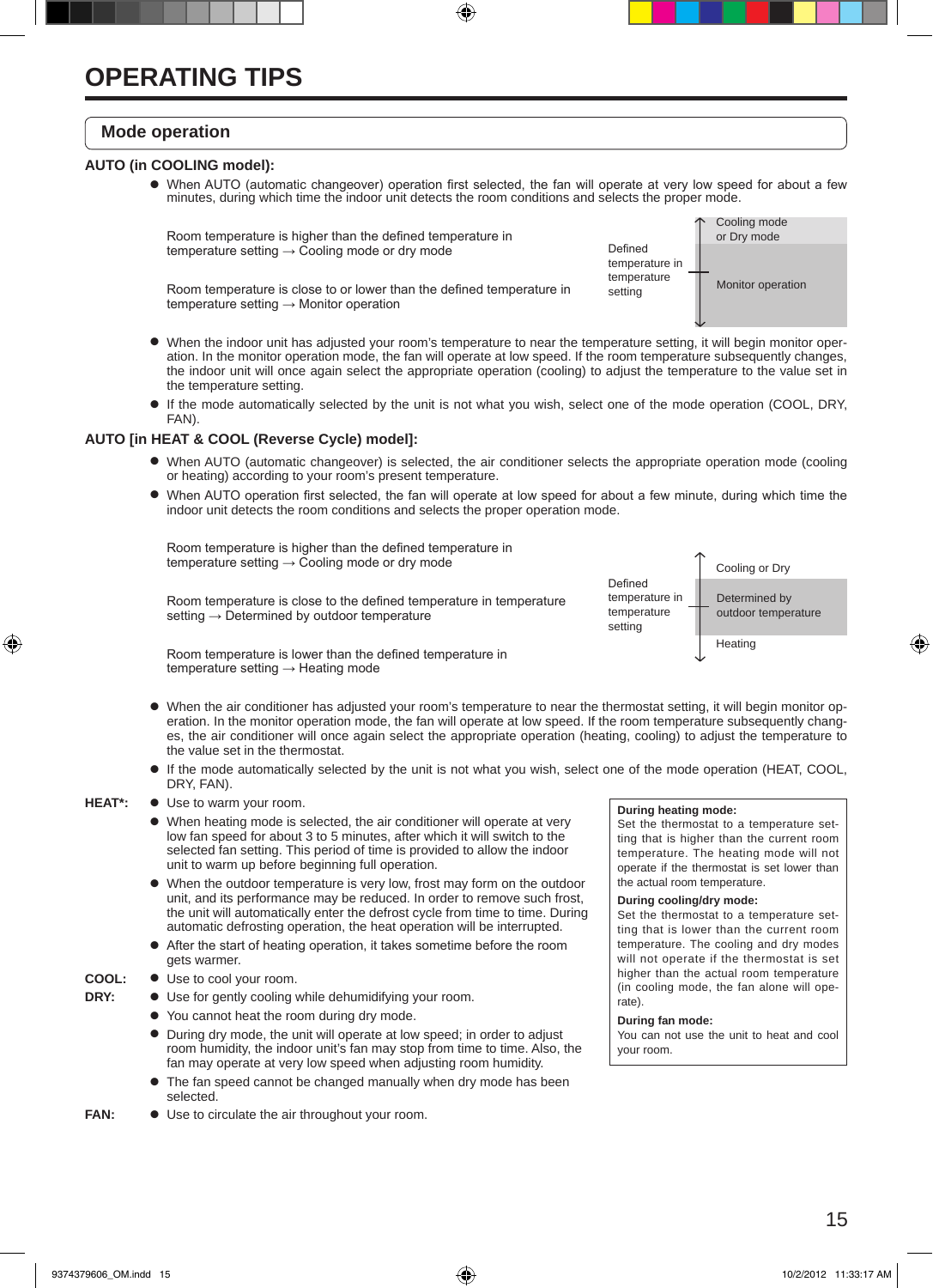# OPERATING TIPS

## Mode operation

### AUTO (in COOLING model):

- When AUTO (automatic changeover) operation first selected, the fan will operate at very low speed for about a few minutes, during which time the indoor unit detects the room conditions and selects the proper mode.

Room temperature is higher than the defined temperature in temperature setting → Cooling mode or dry mode

Room temperature is close to or lower than the defined temperature in temperature setting → Monitor operation

| | |
|---|---|
| Defined temperature in temperature setting | Cooling mode or Dry mode |
| | Monitor operation |

- When the indoor unit has adjusted your room's temperature to near the temperature setting, it will begin monitor operation. In the monitor operation mode, the fan will operate at low speed. If the room temperature subsequently changes, the indoor unit will once again select the appropriate operation (cooling) to adjust the temperature to the value set in the temperature setting.
- If the mode automatically selected by the unit is not what you wish, select one of the mode operation (COOL, DRY, FAN).

### AUTO [in HEAT & COOL (Reverse Cycle) model]:

- When AUTO (automatic changeover) is selected, the air conditioner selects the appropriate operation mode (cooling or heating) according to your room's present temperature.
- When AUTO operation first selected, the fan will operate at low speed for about a few minute, during which time the indoor unit detects the room conditions and selects the proper operation mode.

Room temperature is higher than the defined temperature in temperature setting → Cooling mode or dry mode

Room temperature is close to the defined temperature in temperature setting → Determined by outdoor temperature

Room temperature is lower than the defined temperature in temperature setting → Heating mode

| | |
|---|---|
| Defined temperature in temperature setting | Cooling or Dry |
| | Determined by outdoor temperature |
| | Heating |

- When the air conditioner has adjusted your room's temperature to near the thermostat setting, it will begin monitor operation. In the monitor operation mode, the fan will operate at low speed. If the room temperature subsequently changes, the air conditioner will once again select the appropriate operation (heating, cooling) to adjust the temperature to the value set in the thermostat.
- If the mode automatically selected by the unit is not what you wish, select one of the mode operation (HEAT, COOL, DRY, FAN).

**HEAT*:**

- Use to warm your room.
- When heating mode is selected, the air conditioner will operate at very low fan speed for about 3 to 5 minutes, after which it will switch to the selected fan setting. This period of time is provided to allow the indoor unit to warm up before beginning full operation.
- When the outdoor temperature is very low, frost may form on the outdoor unit, and its performance may be reduced. In order to remove such frost, the unit will automatically enter the defrost cycle from time to time. During automatic defrosting operation, the heat operation will be interrupted.
- After the start of heating operation, it takes sometime before the room gets warmer.

**COOL:**

- Use to cool your room.

**DRY:**

- Use for gently cooling while dehumidifying your room.
- You cannot heat the room during dry mode.
- During dry mode, the unit will operate at low speed; in order to adjust room humidity, the indoor unit's fan may stop from time to time. Also, the fan may operate at very low speed when adjusting room humidity.
- The fan speed cannot be changed manually when dry mode has been selected.

**FAN:**

- Use to circulate the air throughout your room.

> **During heating mode:**
> Set the thermostat to a temperature setting that is higher than the current room temperature. The heating mode will not operate if the thermostat is set lower than the actual room temperature.
>
> **During cooling/dry mode:**
> Set the thermostat to a temperature setting that is lower than the current room temperature. The cooling and dry modes will not operate if the thermostat is set higher than the actual room temperature (in cooling mode, the fan alone will operate).
>
> **During fan mode:**
> You can not use the unit to heat and cool your room.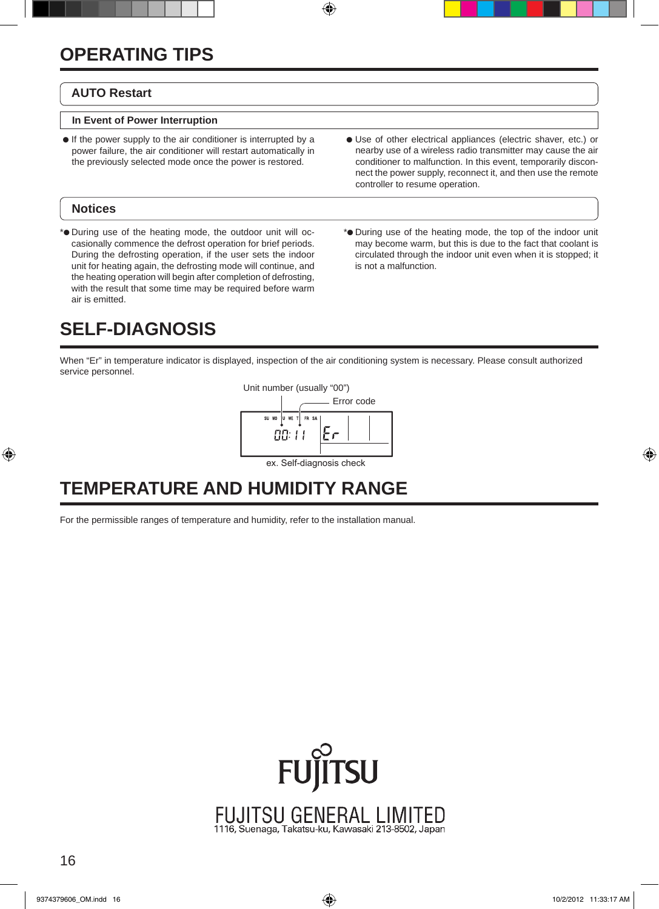# OPERATING TIPS

## AUTO Restart

### In Event of Power Interruption

- If the power supply to the air conditioner is interrupted by a power failure, the air conditioner will restart automatically in the previously selected mode once the power is restored.
- Use of other electrical appliances (electric shaver, etc.) or nearby use of a wireless radio transmitter may cause the air conditioner to malfunction. In this event, temporarily disconnect the power supply, reconnect it, and then use the remote controller to resume operation.

## Notices

*● During use of the heating mode, the outdoor unit will occasionally commence the defrost operation for brief periods. During the defrosting operation, if the user sets the indoor unit for heating again, the defrosting mode will continue, and the heating operation will begin after completion of defrosting, with the result that some time may be required before warm air is emitted.

*● During use of the heating mode, the top of the indoor unit may become warm, but this is due to the fact that coolant is circulated through the indoor unit even when it is stopped; it is not a malfunction.

# SELF-DIAGNOSIS

When “Er” in temperature indicator is displayed, inspection of the air conditioning system is necessary. Please consult authorized service personnel.

Unit number (usually “00”)

Error code

SU MO TU WE TH FR SA

00: 11 Er

ex. Self-diagnosis check

# TEMPERATURE AND HUMIDITY RANGE

For the permissible ranges of temperature and humidity, refer to the installation manual.

FUJITSU

FUJITSU GENERAL LIMITED
1116, Suenaga, Takatsu-ku, Kawasaki 213-8502, Japan